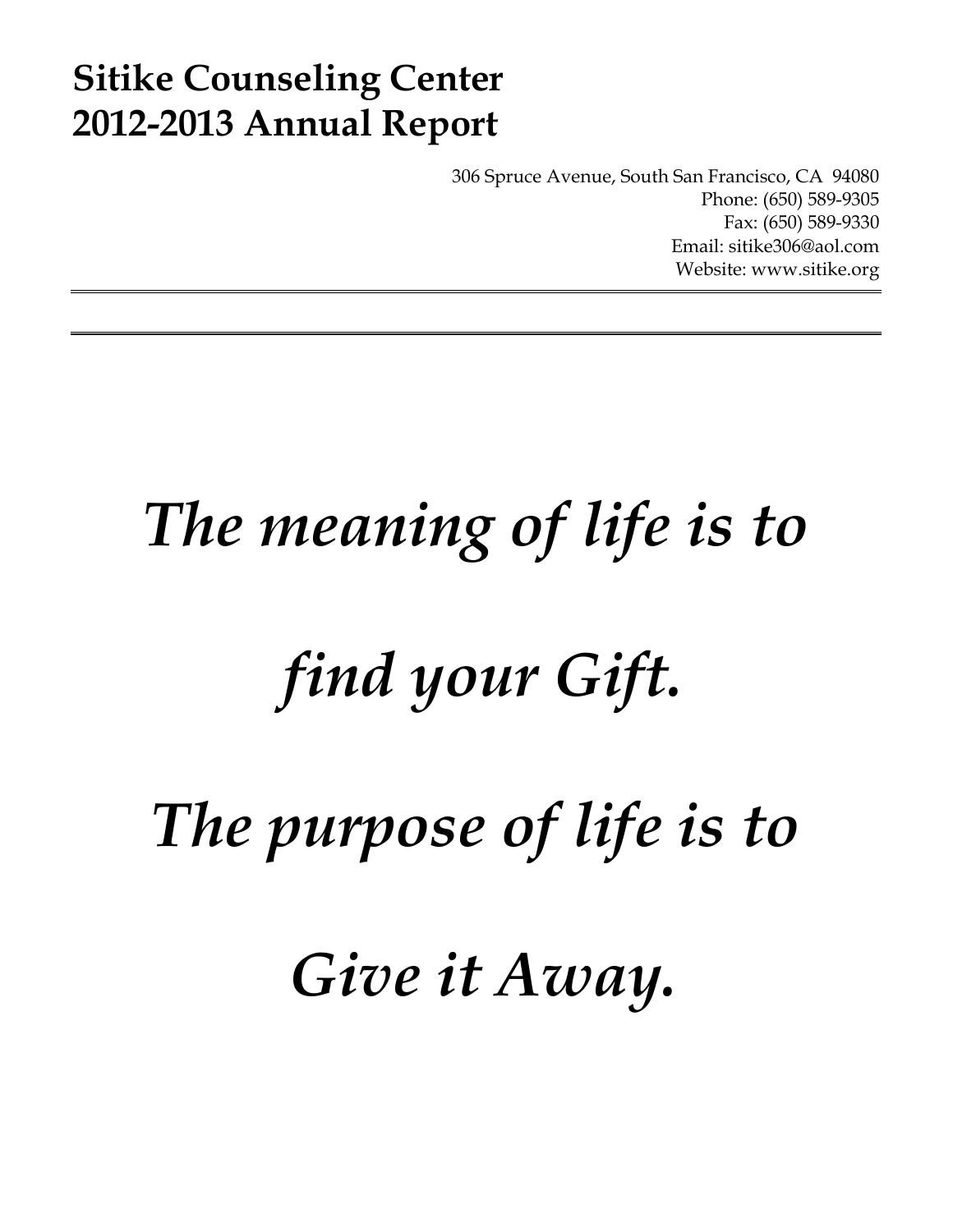# Sitike Counseling Center
# 2012-2013 Annual Report

306 Spruce Avenue, South San Francisco, CA 94080
Phone: (650) 589-9305
Fax: (650) 589-9330
Email: sitike306@aol.com
Website: www.sitike.org

---

***The meaning of life is to***

***find your Gift.***

***The purpose of life is to***

***Give it Away.***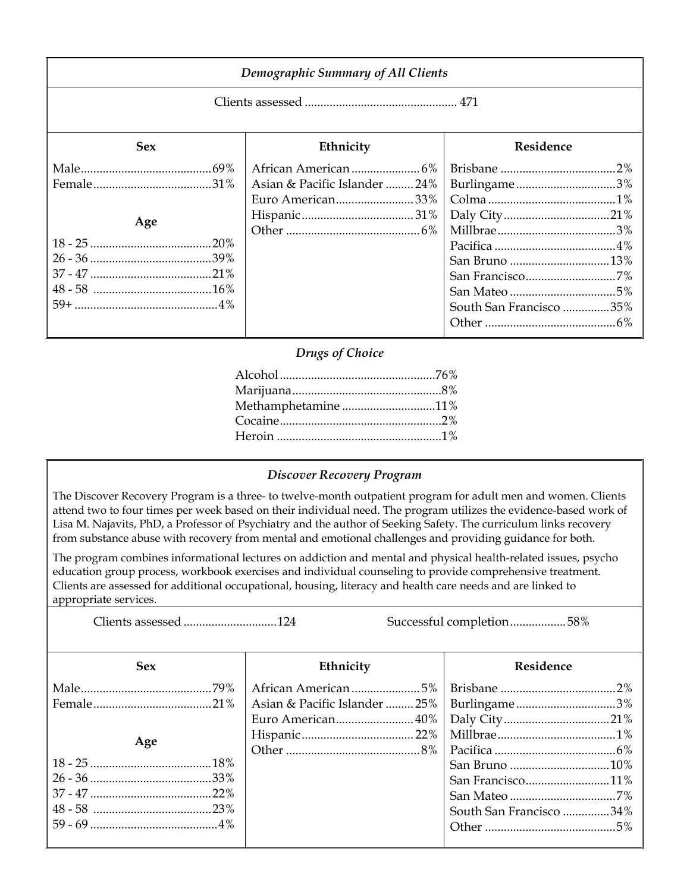### *Demographic Summary of All Clients*

Clients assessed ................................................ 471

| Sex | | Ethnicity | | Residence | |
|---|---|---|---|---|---|
| Male | 69% | African American | 6% | Brisbane | 2% |
| Female | 31% | Asian & Pacific Islander | 24% | Burlingame | 3% |
| | | Euro American | 33% | Colma | 1% |
| **Age** | | Hispanic | 31% | Daly City | 21% |
| 18 - 25 | 20% | Other | 6% | Millbrae | 3% |
| 26 - 36 | 39% | | | Pacifica | 4% |
| 37 - 47 | 21% | | | San Bruno | 13% |
| 48 - 58 | 16% | | | San Francisco | 7% |
| 59+ | 4% | | | San Mateo | 5% |
| | | | | South San Francisco | 35% |
| | | | | Other | 6% |

### *Drugs of Choice*

| Drug | Percent |
|---|---|
| Alcohol | 76% |
| Marijuana | 8% |
| Methamphetamine | 11% |
| Cocaine | 2% |
| Heroin | 1% |

### *Discover Recovery Program*

The Discover Recovery Program is a three- to twelve-month outpatient program for adult men and women. Clients attend two to four times per week based on their individual need. The program utilizes the evidence-based work of Lisa M. Najavits, PhD, a Professor of Psychiatry and the author of Seeking Safety. The curriculum links recovery from substance abuse with recovery from mental and emotional challenges and providing guidance for both.

The program combines informational lectures on addiction and mental and physical health-related issues, psycho education group process, workbook exercises and individual counseling to provide comprehensive treatment. Clients are assessed for additional occupational, housing, literacy and health care needs and are linked to appropriate services.

Clients assessed ............................124 Successful completion..................58%

| Sex | | Ethnicity | | Residence | |
|---|---|---|---|---|---|
| Male | 79% | African American | 5% | Brisbane | 2% |
| Female | 21% | Asian & Pacific Islander | 25% | Burlingame | 3% |
| | | Euro American | 40% | Daly City | 21% |
| **Age** | | Hispanic | 22% | Millbrae | 1% |
| 18 - 25 | 18% | Other | 8% | Pacifica | 6% |
| 26 - 36 | 33% | | | San Bruno | 10% |
| 37 - 47 | 22% | | | San Francisco | 11% |
| 48 - 58 | 23% | | | San Mateo | 7% |
| 59 - 69 | 4% | | | South San Francisco | 34% |
| | | | | Other | 5% |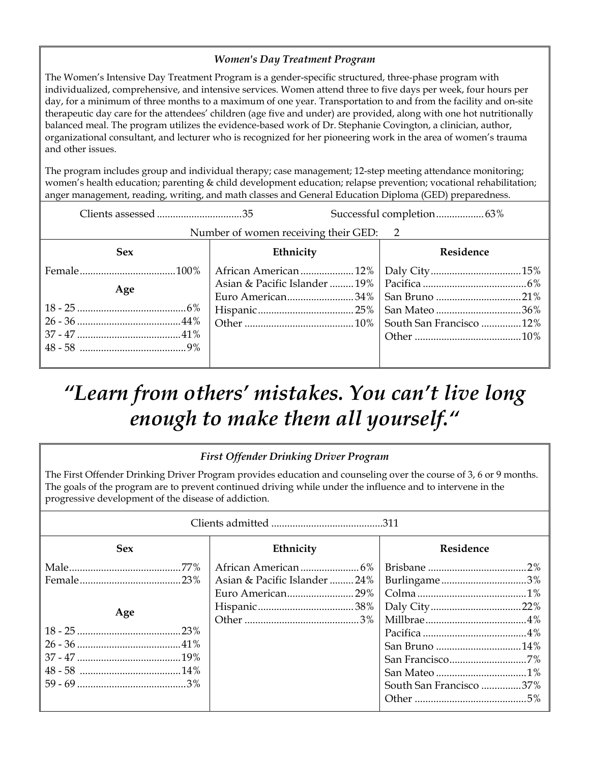### *Women's Day Treatment Program*

The Women's Intensive Day Treatment Program is a gender-specific structured, three-phase program with individualized, comprehensive, and intensive services. Women attend three to five days per week, four hours per day, for a minimum of three months to a maximum of one year. Transportation to and from the facility and on-site therapeutic day care for the attendees' children (age five and under) are provided, along with one hot nutritionally balanced meal. The program utilizes the evidence-based work of Dr. Stephanie Covington, a clinician, author, organizational consultant, and lecturer who is recognized for her pioneering work in the area of women's trauma and other issues.

The program includes group and individual therapy; case management; 12-step meeting attendance monitoring; women's health education; parenting & child development education; relapse prevention; vocational rehabilitation; anger management, reading, writing, and math classes and General Education Diploma (GED) preparedness.

Clients assessed ................................35 Successful completion..................63%

Number of women receiving their GED: 2

| Sex | Ethnicity | Residence |
|---|---|---|
| Female....100% | African American....12% | Daly City....15% |
| **Age** | Asian & Pacific Islander....19% | Pacifica....6% |
| 18 - 25....6% | Euro American....34% | San Bruno....21% |
| 26 - 36....44% | Hispanic....25% | San Mateo....36% |
| 37 - 47....41% | Other....10% | South San Francisco....12% |
| 48 - 58....9% | | Other....10% |

## *"Learn from others' mistakes. You can't live long enough to make them all yourself."*

### *First Offender Drinking Driver Program*

The First Offender Drinking Driver Program provides education and counseling over the course of 3, 6 or 9 months. The goals of the program are to prevent continued driving while under the influence and to intervene in the progressive development of the disease of addiction.

Clients admitted ..........................................311

| Sex | Ethnicity | Residence |
|---|---|---|
| Male....77% | African American....6% | Brisbane....2% |
| Female....23% | Asian & Pacific Islander....24% | Burlingame....3% |
| | Euro American....29% | Colma....1% |
| **Age** | Hispanic....38% | Daly City....22% |
| | Other....3% | Millbrae....4% |
| 18 - 25....23% | | Pacifica....4% |
| 26 - 36....41% | | San Bruno....14% |
| 37 - 47....19% | | San Francisco....7% |
| 48 - 58....14% | | San Mateo....1% |
| 59 - 69....3% | | South San Francisco....37% |
| | | Other....5% |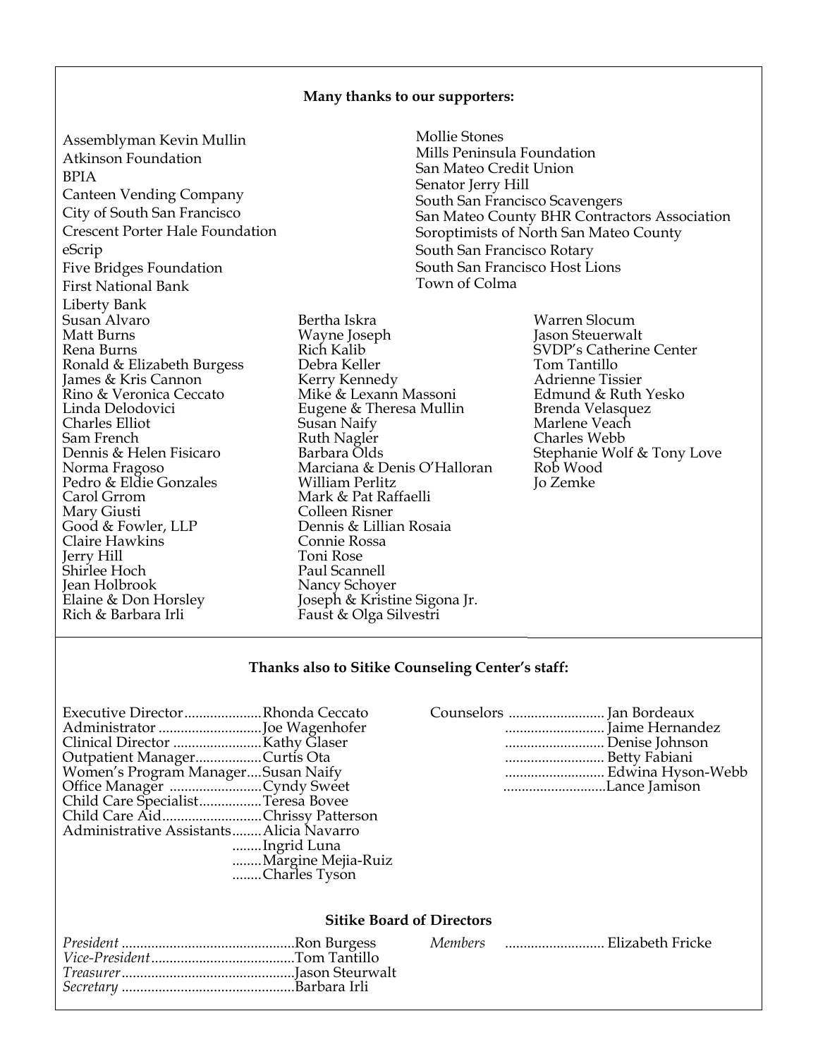**Many thanks to our supporters:**

Assemblyman Kevin Mullin
Atkinson Foundation
BPIA
Canteen Vending Company
City of South San Francisco
Crescent Porter Hale Foundation
eScrip
Five Bridges Foundation
First National Bank
Liberty Bank
Mollie Stones
Mills Peninsula Foundation
San Mateo Credit Union
Senator Jerry Hill
South San Francisco Scavengers
San Mateo County BHR Contractors Association
Soroptimists of North San Mateo County
South San Francisco Rotary
South San Francisco Host Lions
Town of Colma

Susan Alvaro
Matt Burns
Rena Burns
Ronald & Elizabeth Burgess
James & Kris Cannon
Rino & Veronica Ceccato
Linda Delodovici
Charles Elliot
Sam French
Dennis & Helen Fisicaro
Norma Fragoso
Pedro & Eldie Gonzales
Carol Grrom
Mary Giusti
Good & Fowler, LLP
Claire Hawkins
Jerry Hill
Shirlee Hoch
Jean Holbrook
Elaine & Don Horsley
Rich & Barbara Irli
Bertha Iskra
Wayne Joseph
Rich Kalib
Debra Keller
Kerry Kennedy
Mike & Lexann Massoni
Eugene & Theresa Mullin
Susan Naify
Ruth Nagler
Barbara Olds
Marciana & Denis O'Halloran
William Perlitz
Mark & Pat Raffaelli
Colleen Risner
Dennis & Lillian Rosaia
Connie Rossa
Toni Rose
Paul Scannell
Nancy Schoyer
Joseph & Kristine Sigona Jr.
Faust & Olga Silvestri
Warren Slocum
Jason Steuerwalt
SVDP's Catherine Center
Tom Tantillo
Adrienne Tissier
Edmund & Ruth Yesko
Brenda Velasquez
Marlene Veach
Charles Webb
Stephanie Wolf & Tony Love
Rob Wood
Jo Zemke

**Thanks also to Sitike Counseling Center's staff:**

Executive Director.....................Rhonda Ceccato
Administrator ............................Joe Wagenhofer
Clinical Director ........................Kathy Glaser
Outpatient Manager..................Curtis Ota
Women's Program Manager....Susan Naify
Office Manager .........................Cyndy Sweet
Child Care Specialist.................Teresa Bovee
Child Care Aid...........................Chrissy Patterson
Administrative Assistants........Alicia Navarro
........Ingrid Luna
........Margine Mejia-Ruiz
........Charles Tyson

Counselors .......................... Jan Bordeaux
.......................... Jaime Hernandez
.......................... Denise Johnson
.......................... Betty Fabiani
.......................... Edwina Hyson-Webb
..........................Lance Jamison

**Sitike Board of Directors**

*President* ...............................................Ron Burgess
*Vice-President*.......................................Tom Tantillo
*Treasurer*...............................................Jason Steurwalt
*Secretary* ...............................................Barbara Irli

*Members* .......................... Elizabeth Fricke